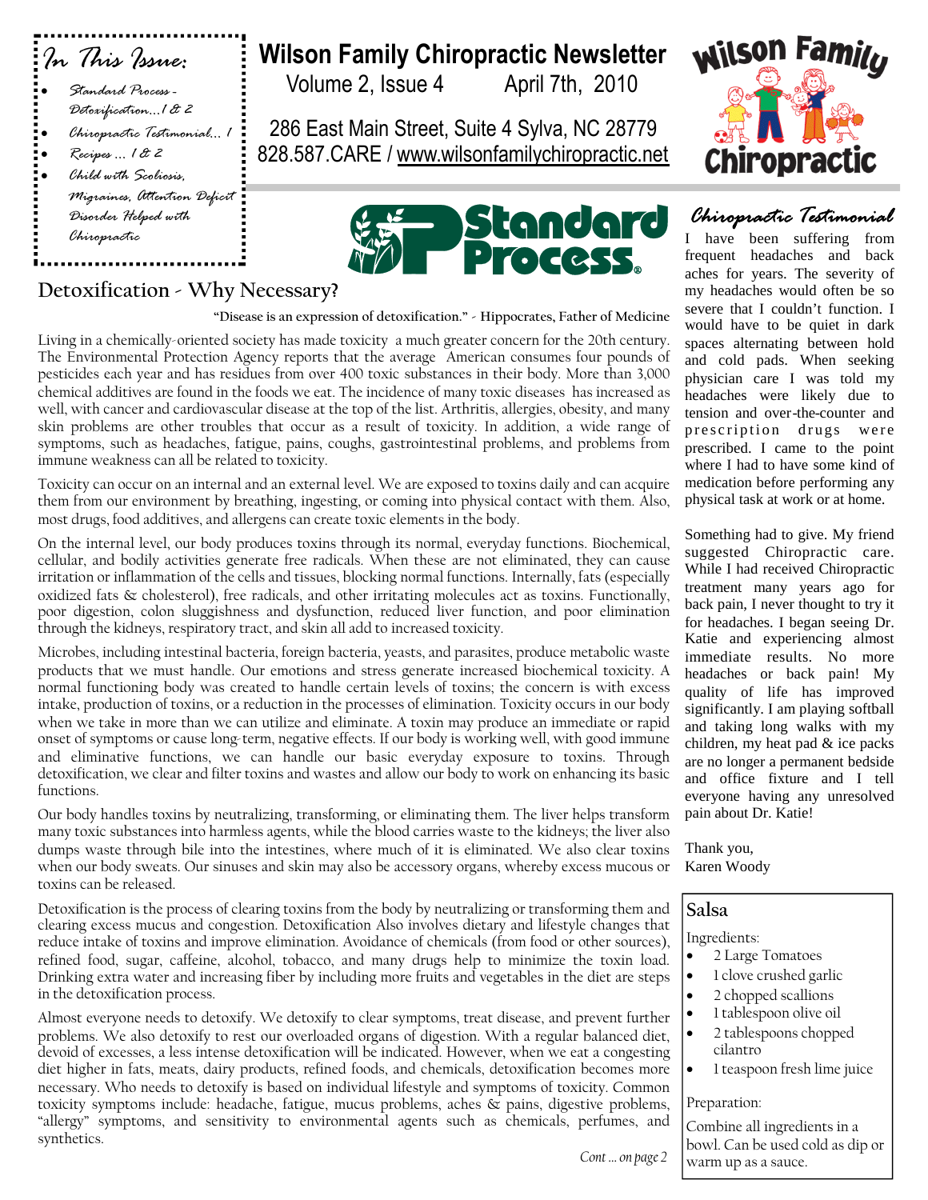# Wilson Family Chiropractic Newsletter

Volume 2, Issue 4 — April 7th, 2010

286 East Main Street, Suite 4 Sylva, NC 28779
828.587.CARE / www.wilsonfamilychiropractic.net

**In This Issue:**

- Standard Process - Detoxification…1 & 2
- Chiropractic Testimonial… 1
- Recipes … 1 & 2
- Child with Scoliosis, Migraines, Attention Deficit Disorder Helped with Chiropractic

Standard Process®

## Detoxification - Why Necessary?

**"Disease is an expression of detoxification." - Hippocrates, Father of Medicine**

Living in a chemically-oriented society has made toxicity a much greater concern for the 20th century. The Environmental Protection Agency reports that the average American consumes four pounds of pesticides each year and has residues from over 400 toxic substances in their body. More than 3,000 chemical additives are found in the foods we eat. The incidence of many toxic diseases has increased as well, with cancer and cardiovascular disease at the top of the list. Arthritis, allergies, obesity, and many skin problems are other troubles that occur as a result of toxicity. In addition, a wide range of symptoms, such as headaches, fatigue, pains, coughs, gastrointestinal problems, and problems from immune weakness can all be related to toxicity.

Toxicity can occur on an internal and an external level. We are exposed to toxins daily and can acquire them from our environment by breathing, ingesting, or coming into physical contact with them. Also, most drugs, food additives, and allergens can create toxic elements in the body.

On the internal level, our body produces toxins through its normal, everyday functions. Biochemical, cellular, and bodily activities generate free radicals. When these are not eliminated, they can cause irritation or inflammation of the cells and tissues, blocking normal functions. Internally, fats (especially oxidized fats & cholesterol), free radicals, and other irritating molecules act as toxins. Functionally, poor digestion, colon sluggishness and dysfunction, reduced liver function, and poor elimination through the kidneys, respiratory tract, and skin all add to increased toxicity.

Microbes, including intestinal bacteria, foreign bacteria, yeasts, and parasites, produce metabolic waste products that we must handle. Our emotions and stress generate increased biochemical toxicity. A normal functioning body was created to handle certain levels of toxins; the concern is with excess intake, production of toxins, or a reduction in the processes of elimination. Toxicity occurs in our body when we take in more than we can utilize and eliminate. A toxin may produce an immediate or rapid onset of symptoms or cause long-term, negative effects. If our body is working well, with good immune and eliminative functions, we can handle our basic everyday exposure to toxins. Through detoxification, we clear and filter toxins and wastes and allow our body to work on enhancing its basic functions.

Our body handles toxins by neutralizing, transforming, or eliminating them. The liver helps transform many toxic substances into harmless agents, while the blood carries waste to the kidneys; the liver also dumps waste through bile into the intestines, where much of it is eliminated. We also clear toxins when our body sweats. Our sinuses and skin may also be accessory organs, whereby excess mucous or toxins can be released.

Detoxification is the process of clearing toxins from the body by neutralizing or transforming them and clearing excess mucus and congestion. Detoxification Also involves dietary and lifestyle changes that reduce intake of toxins and improve elimination. Avoidance of chemicals (from food or other sources), refined food, sugar, caffeine, alcohol, tobacco, and many drugs help to minimize the toxin load. Drinking extra water and increasing fiber by including more fruits and vegetables in the diet are steps in the detoxification process.

Almost everyone needs to detoxify. We detoxify to clear symptoms, treat disease, and prevent further problems. We also detoxify to rest our overloaded organs of digestion. With a regular balanced diet, devoid of excesses, a less intense detoxification will be indicated. However, when we eat a congesting diet higher in fats, meats, dairy products, refined foods, and chemicals, detoxification becomes more necessary. Who needs to detoxify is based on individual lifestyle and symptoms of toxicity. Common toxicity symptoms include: headache, fatigue, mucus problems, aches & pains, digestive problems, "allergy" symptoms, and sensitivity to environmental agents such as chemicals, perfumes, and synthetics.

*Cont … on page 2*

## Chiropractic Testimonial

I have been suffering from frequent headaches and back aches for years. The severity of my headaches would often be so severe that I couldn't function. I would have to be quiet in dark spaces alternating between hold and cold pads. When seeking physician care I was told my headaches were likely due to tension and over-the-counter and prescription drugs were prescribed. I came to the point where I had to have some kind of medication before performing any physical task at work or at home.

Something had to give. My friend suggested Chiropractic care. While I had received Chiropractic treatment many years ago for back pain, I never thought to try it for headaches. I began seeing Dr. Katie and experiencing almost immediate results. No more headaches or back pain! My quality of life has improved significantly. I am playing softball and taking long walks with my children, my heat pad & ice packs are no longer a permanent bedside and office fixture and I tell everyone having any unresolved pain about Dr. Katie!

Thank you,
Karen Woody

## Salsa

Ingredients:

- 2 Large Tomatoes
- 1 clove crushed garlic
- 2 chopped scallions
- 1 tablespoon olive oil
- 2 tablespoons chopped cilantro
- 1 teaspoon fresh lime juice

Preparation:

Combine all ingredients in a bowl. Can be used cold as dip or warm up as a sauce.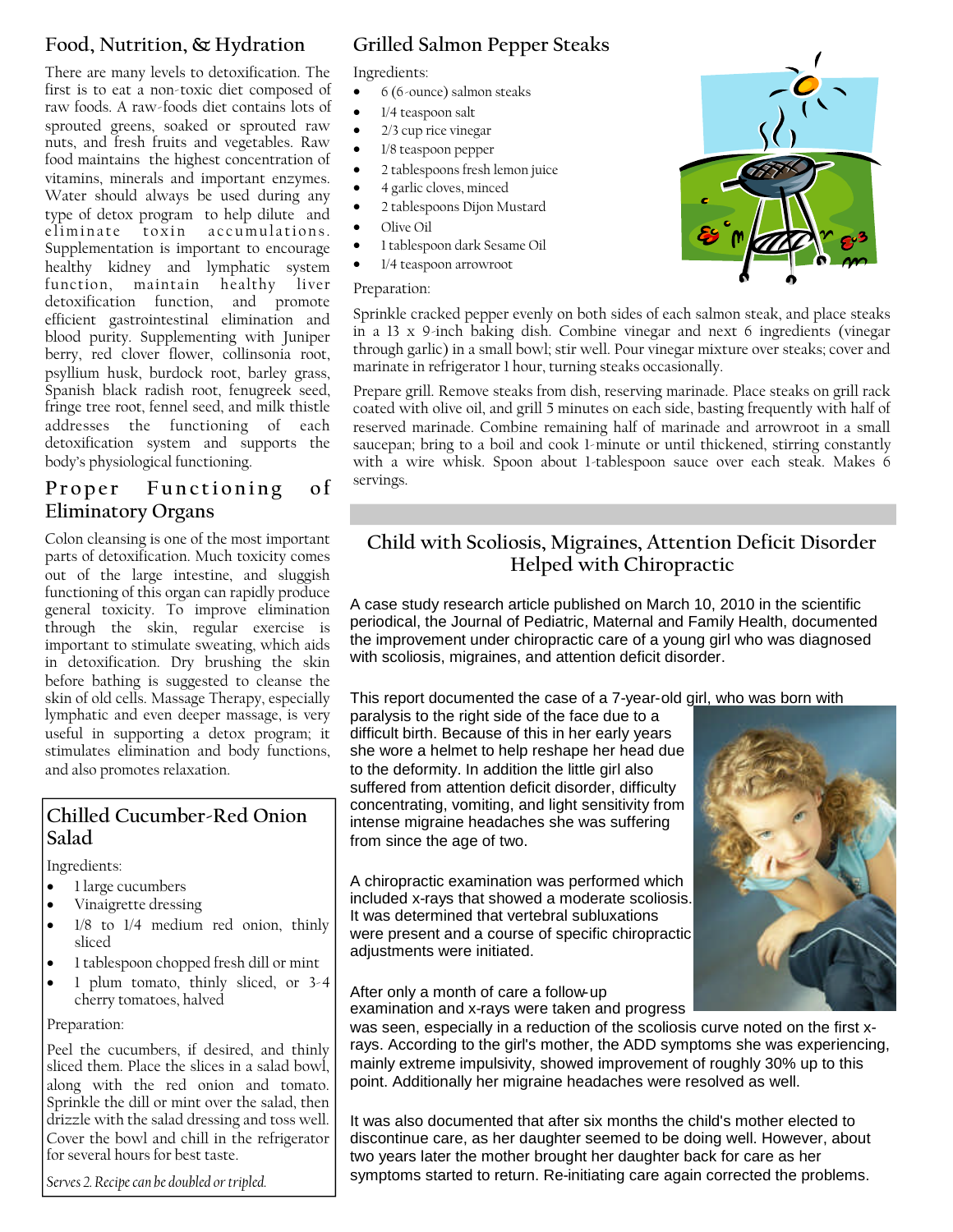## Food, Nutrition, & Hydration

There are many levels to detoxification. The first is to eat a non-toxic diet composed of raw foods. A raw-foods diet contains lots of sprouted greens, soaked or sprouted raw nuts, and fresh fruits and vegetables. Raw food maintains the highest concentration of vitamins, minerals and important enzymes. Water should always be used during any type of detox program to help dilute and eliminate toxin accumulations. Supplementation is important to encourage healthy kidney and lymphatic system function, maintain healthy liver detoxification function, and promote efficient gastrointestinal elimination and blood purity. Supplementing with Juniper berry, red clover flower, collinsonia root, psyllium husk, burdock root, barley grass, Spanish black radish root, fenugreek seed, fringe tree root, fennel seed, and milk thistle addresses the functioning of each detoxification system and supports the body's physiological functioning.

## Proper Functioning of Eliminatory Organs

Colon cleansing is one of the most important parts of detoxification. Much toxicity comes out of the large intestine, and sluggish functioning of this organ can rapidly produce general toxicity. To improve elimination through the skin, regular exercise is important to stimulate sweating, which aids in detoxification. Dry brushing the skin before bathing is suggested to cleanse the skin of old cells. Massage Therapy, especially lymphatic and even deeper massage, is very useful in supporting a detox program; it stimulates elimination and body functions, and also promotes relaxation.

## Chilled Cucumber-Red Onion Salad

Ingredients:

- 1 large cucumbers
- Vinaigrette dressing
- 1/8 to 1/4 medium red onion, thinly sliced
- 1 tablespoon chopped fresh dill or mint
- 1 plum tomato, thinly sliced, or 3-4 cherry tomatoes, halved

Preparation:

Peel the cucumbers, if desired, and thinly sliced them. Place the slices in a salad bowl, along with the red onion and tomato. Sprinkle the dill or mint over the salad, then drizzle with the salad dressing and toss well. Cover the bowl and chill in the refrigerator for several hours for best taste.

*Serves 2. Recipe can be doubled or tripled.*

## Grilled Salmon Pepper Steaks

Ingredients:

- 6 (6-ounce) salmon steaks
- 1/4 teaspoon salt
- 2/3 cup rice vinegar
- 1/8 teaspoon pepper
- 2 tablespoons fresh lemon juice
- 4 garlic cloves, minced
- 2 tablespoons Dijon Mustard
- Olive Oil
- 1 tablespoon dark Sesame Oil
- 1/4 teaspoon arrowroot

Preparation:

Sprinkle cracked pepper evenly on both sides of each salmon steak, and place steaks in a 13 x 9-inch baking dish. Combine vinegar and next 6 ingredients (vinegar through garlic) in a small bowl; stir well. Pour vinegar mixture over steaks; cover and marinate in refrigerator 1 hour, turning steaks occasionally.

Prepare grill. Remove steaks from dish, reserving marinade. Place steaks on grill rack coated with olive oil, and grill 5 minutes on each side, basting frequently with half of reserved marinade. Combine remaining half of marinade and arrowroot in a small saucepan; bring to a boil and cook 1-minute or until thickened, stirring constantly with a wire whisk. Spoon about 1-tablespoon sauce over each steak. Makes 6 servings.

## Child with Scoliosis, Migraines, Attention Deficit Disorder Helped with Chiropractic

A case study research article published on March 10, 2010 in the scientific periodical, the Journal of Pediatric, Maternal and Family Health, documented the improvement under chiropractic care of a young girl who was diagnosed with scoliosis, migraines, and attention deficit disorder.

This report documented the case of a 7-year-old girl, who was born with paralysis to the right side of the face due to a difficult birth. Because of this in her early years she wore a helmet to help reshape her head due to the deformity. In addition the little girl also suffered from attention deficit disorder, difficulty concentrating, vomiting, and light sensitivity from intense migraine headaches she was suffering from since the age of two.

A chiropractic examination was performed which included x-rays that showed a moderate scoliosis. It was determined that vertebral subluxations were present and a course of specific chiropractic adjustments were initiated.

After only a month of care a follow-up examination and x-rays were taken and progress was seen, especially in a reduction of the scoliosis curve noted on the first x-rays. According to the girl's mother, the ADD symptoms she was experiencing, mainly extreme impulsivity, showed improvement of roughly 30% up to this point. Additionally her migraine headaches were resolved as well.

It was also documented that after six months the child's mother elected to discontinue care, as her daughter seemed to be doing well. However, about two years later the mother brought her daughter back for care as her symptoms started to return. Re-initiating care again corrected the problems.